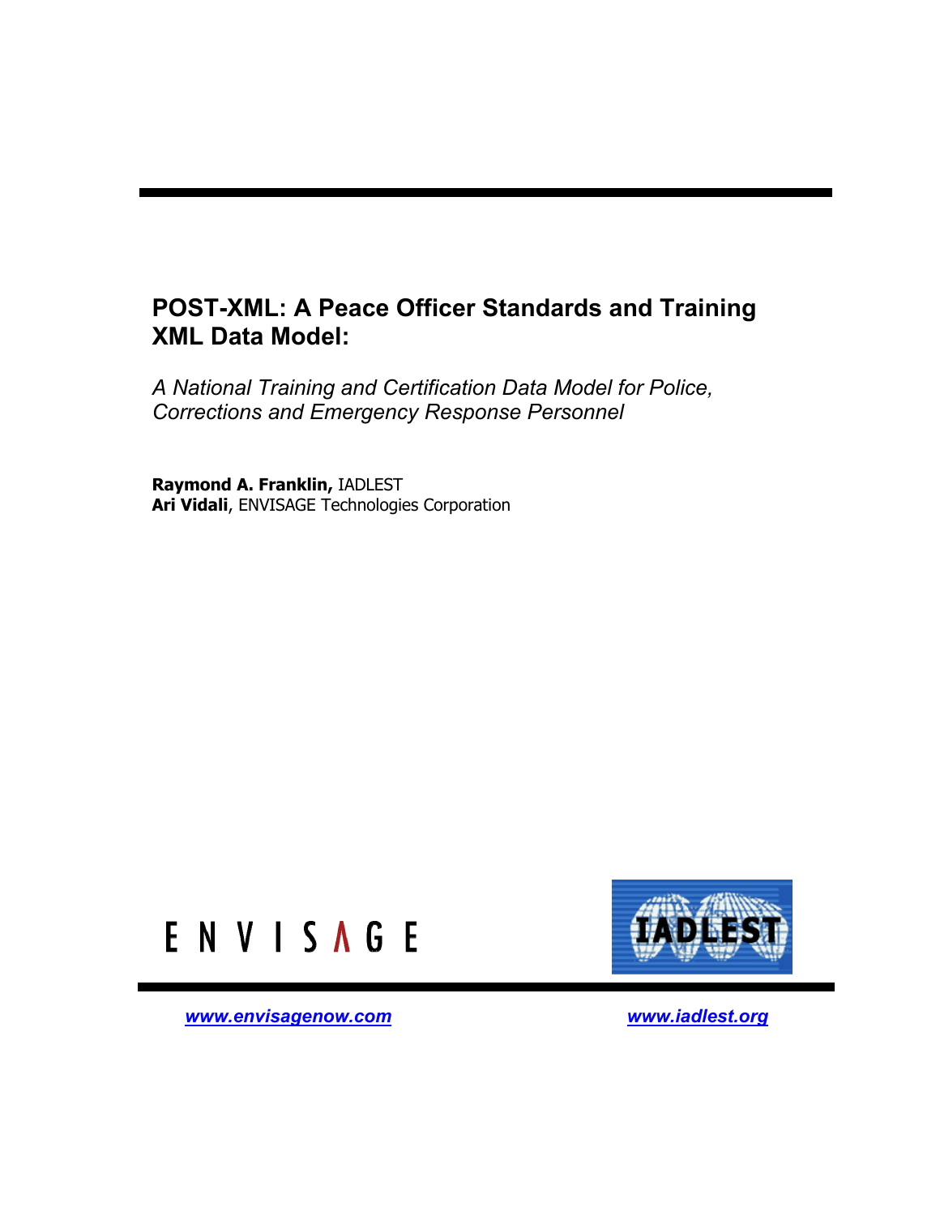# POST-XML: A Peace Officer Standards and Training XML Data Model:

*A National Training and Certification Data Model for Police, Corrections and Emergency Response Personnel*

**Raymond A. Franklin,** IADLEST
**Ari Vidali**, ENVISAGE Technologies Corporation

ENVISAGE

IADLEST

www.envisagenow.com

www.iadlest.org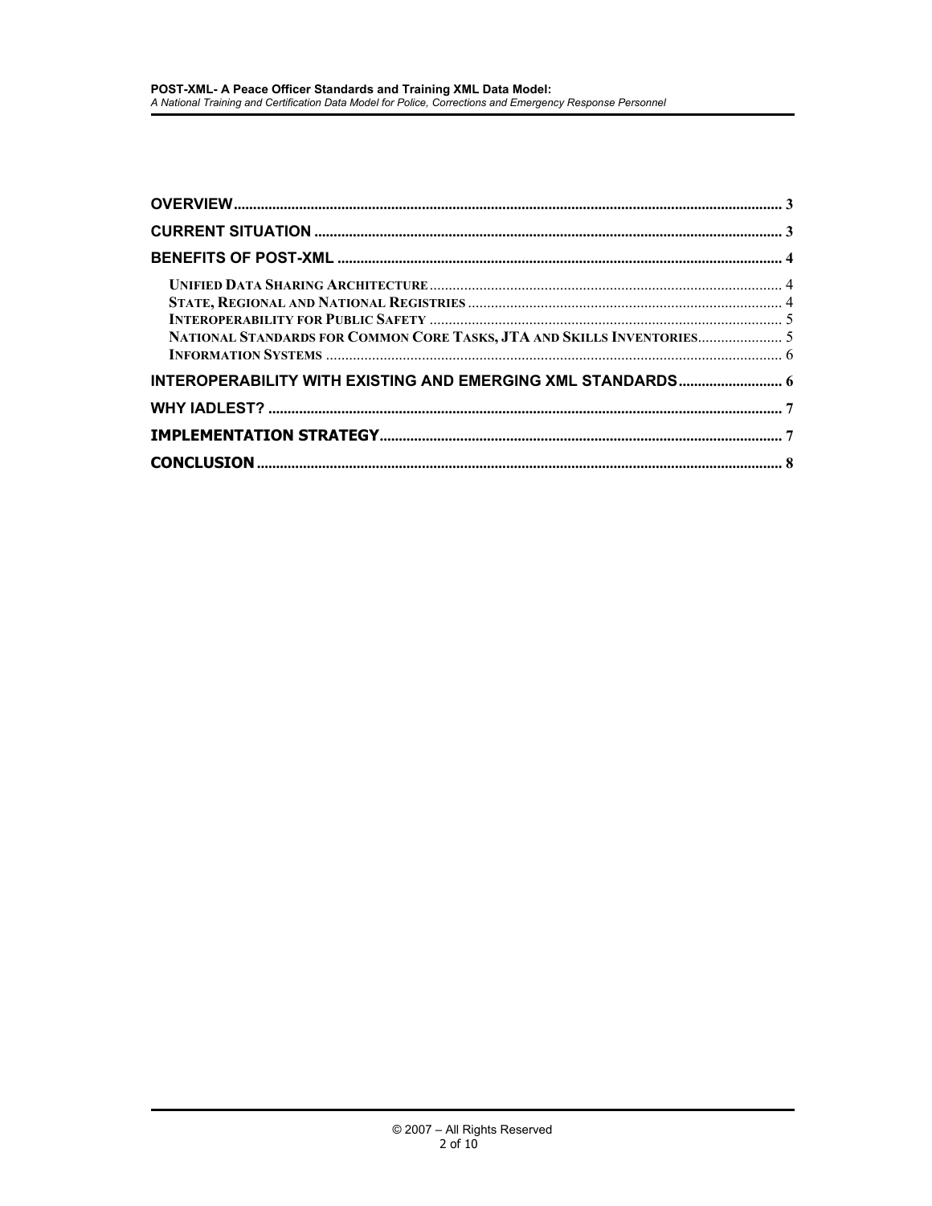OVERVIEW 3

CURRENT SITUATION 3

BENEFITS OF POST-XML 4

- UNIFIED DATA SHARING ARCHITECTURE 4
- STATE, REGIONAL AND NATIONAL REGISTRIES 4
- INTEROPERABILITY FOR PUBLIC SAFETY 5
- NATIONAL STANDARDS FOR COMMON CORE TASKS, JTA AND SKILLS INVENTORIES 5
- INFORMATION SYSTEMS 6

INTEROPERABILITY WITH EXISTING AND EMERGING XML STANDARDS 6

WHY IADLEST? 7

IMPLEMENTATION STRATEGY 7

CONCLUSION 8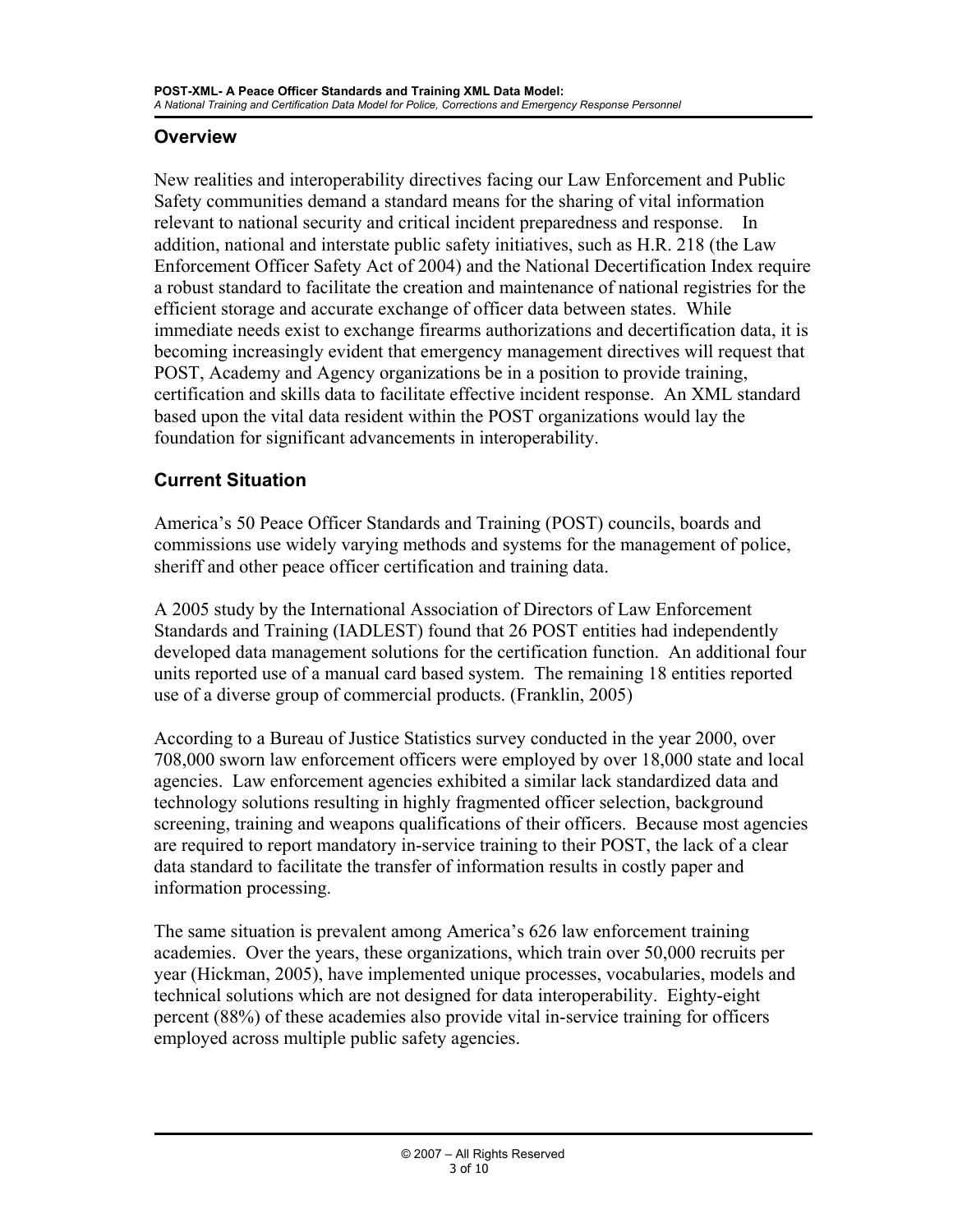## Overview

New realities and interoperability directives facing our Law Enforcement and Public Safety communities demand a standard means for the sharing of vital information relevant to national security and critical incident preparedness and response. In addition, national and interstate public safety initiatives, such as H.R. 218 (the Law Enforcement Officer Safety Act of 2004) and the National Decertification Index require a robust standard to facilitate the creation and maintenance of national registries for the efficient storage and accurate exchange of officer data between states. While immediate needs exist to exchange firearms authorizations and decertification data, it is becoming increasingly evident that emergency management directives will request that POST, Academy and Agency organizations be in a position to provide training, certification and skills data to facilitate effective incident response. An XML standard based upon the vital data resident within the POST organizations would lay the foundation for significant advancements in interoperability.

## Current Situation

America's 50 Peace Officer Standards and Training (POST) councils, boards and commissions use widely varying methods and systems for the management of police, sheriff and other peace officer certification and training data.

A 2005 study by the International Association of Directors of Law Enforcement Standards and Training (IADLEST) found that 26 POST entities had independently developed data management solutions for the certification function. An additional four units reported use of a manual card based system. The remaining 18 entities reported use of a diverse group of commercial products. (Franklin, 2005)

According to a Bureau of Justice Statistics survey conducted in the year 2000, over 708,000 sworn law enforcement officers were employed by over 18,000 state and local agencies. Law enforcement agencies exhibited a similar lack standardized data and technology solutions resulting in highly fragmented officer selection, background screening, training and weapons qualifications of their officers. Because most agencies are required to report mandatory in-service training to their POST, the lack of a clear data standard to facilitate the transfer of information results in costly paper and information processing.

The same situation is prevalent among America's 626 law enforcement training academies. Over the years, these organizations, which train over 50,000 recruits per year (Hickman, 2005), have implemented unique processes, vocabularies, models and technical solutions which are not designed for data interoperability. Eighty-eight percent (88%) of these academies also provide vital in-service training for officers employed across multiple public safety agencies.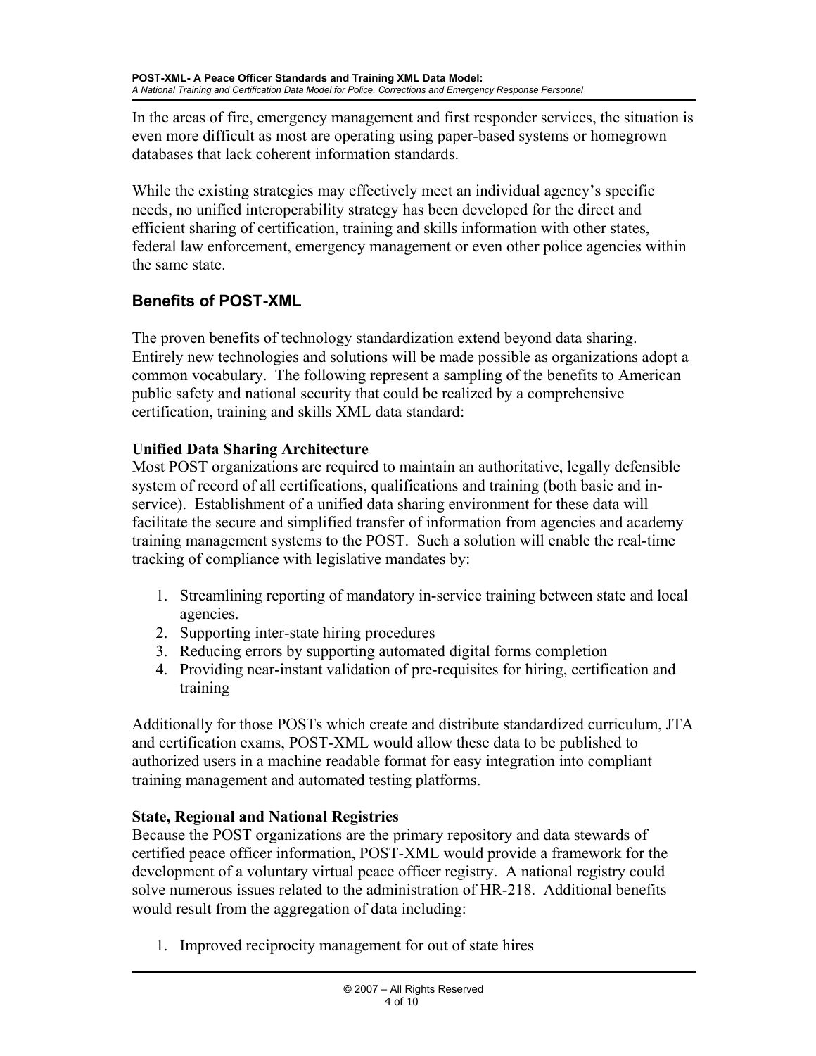In the areas of fire, emergency management and first responder services, the situation is even more difficult as most are operating using paper-based systems or homegrown databases that lack coherent information standards.

While the existing strategies may effectively meet an individual agency's specific needs, no unified interoperability strategy has been developed for the direct and efficient sharing of certification, training and skills information with other states, federal law enforcement, emergency management or even other police agencies within the same state.

## Benefits of POST-XML

The proven benefits of technology standardization extend beyond data sharing. Entirely new technologies and solutions will be made possible as organizations adopt a common vocabulary. The following represent a sampling of the benefits to American public safety and national security that could be realized by a comprehensive certification, training and skills XML data standard:

**Unified Data Sharing Architecture**

Most POST organizations are required to maintain an authoritative, legally defensible system of record of all certifications, qualifications and training (both basic and in-service). Establishment of a unified data sharing environment for these data will facilitate the secure and simplified transfer of information from agencies and academy training management systems to the POST. Such a solution will enable the real-time tracking of compliance with legislative mandates by:

1. Streamlining reporting of mandatory in-service training between state and local agencies.
2. Supporting inter-state hiring procedures
3. Reducing errors by supporting automated digital forms completion
4. Providing near-instant validation of pre-requisites for hiring, certification and training

Additionally for those POSTs which create and distribute standardized curriculum, JTA and certification exams, POST-XML would allow these data to be published to authorized users in a machine readable format for easy integration into compliant training management and automated testing platforms.

**State, Regional and National Registries**

Because the POST organizations are the primary repository and data stewards of certified peace officer information, POST-XML would provide a framework for the development of a voluntary virtual peace officer registry. A national registry could solve numerous issues related to the administration of HR-218. Additional benefits would result from the aggregation of data including:

1. Improved reciprocity management for out of state hires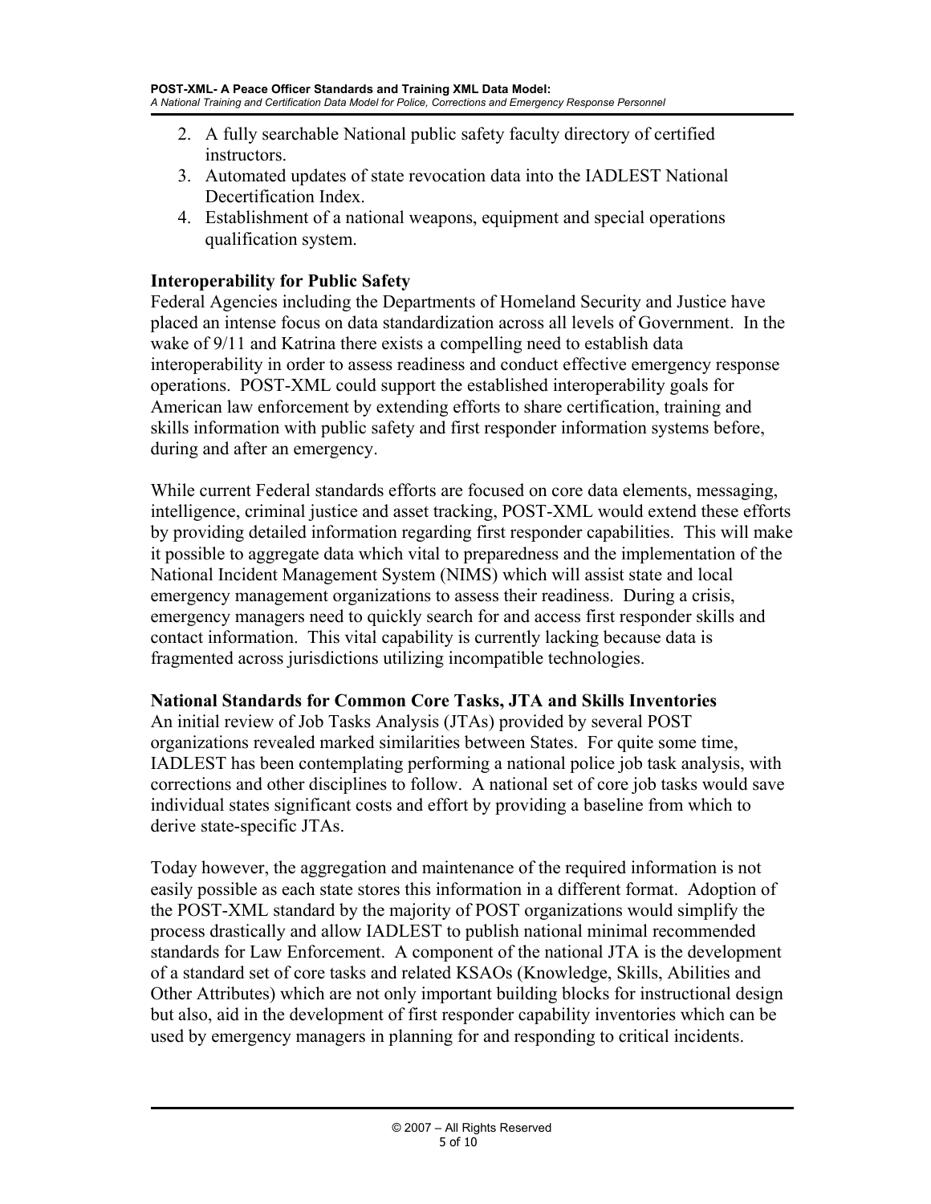2. A fully searchable National public safety faculty directory of certified instructors.
3. Automated updates of state revocation data into the IADLEST National Decertification Index.
4. Establishment of a national weapons, equipment and special operations qualification system.

### Interoperability for Public Safety

Federal Agencies including the Departments of Homeland Security and Justice have placed an intense focus on data standardization across all levels of Government. In the wake of 9/11 and Katrina there exists a compelling need to establish data interoperability in order to assess readiness and conduct effective emergency response operations. POST-XML could support the established interoperability goals for American law enforcement by extending efforts to share certification, training and skills information with public safety and first responder information systems before, during and after an emergency.

While current Federal standards efforts are focused on core data elements, messaging, intelligence, criminal justice and asset tracking, POST-XML would extend these efforts by providing detailed information regarding first responder capabilities. This will make it possible to aggregate data which vital to preparedness and the implementation of the National Incident Management System (NIMS) which will assist state and local emergency management organizations to assess their readiness. During a crisis, emergency managers need to quickly search for and access first responder skills and contact information. This vital capability is currently lacking because data is fragmented across jurisdictions utilizing incompatible technologies.

### National Standards for Common Core Tasks, JTA and Skills Inventories

An initial review of Job Tasks Analysis (JTAs) provided by several POST organizations revealed marked similarities between States. For quite some time, IADLEST has been contemplating performing a national police job task analysis, with corrections and other disciplines to follow. A national set of core job tasks would save individual states significant costs and effort by providing a baseline from which to derive state-specific JTAs.

Today however, the aggregation and maintenance of the required information is not easily possible as each state stores this information in a different format. Adoption of the POST-XML standard by the majority of POST organizations would simplify the process drastically and allow IADLEST to publish national minimal recommended standards for Law Enforcement. A component of the national JTA is the development of a standard set of core tasks and related KSAOs (Knowledge, Skills, Abilities and Other Attributes) which are not only important building blocks for instructional design but also, aid in the development of first responder capability inventories which can be used by emergency managers in planning for and responding to critical incidents.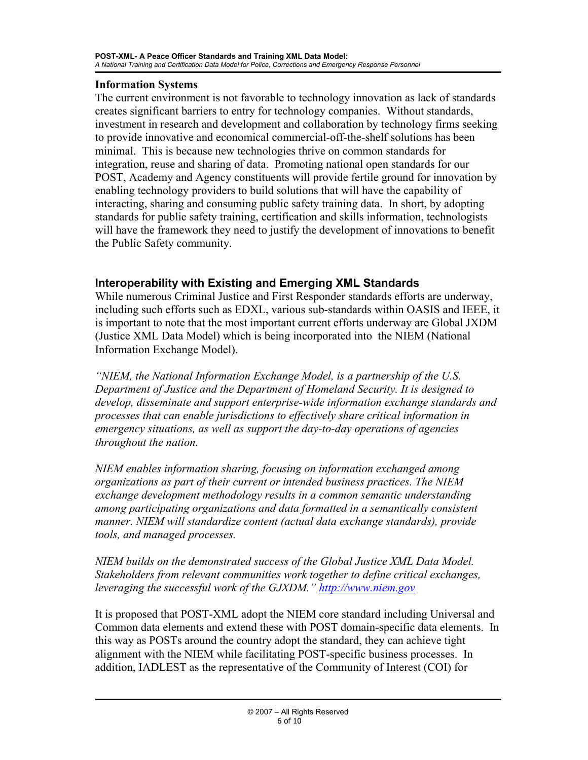## Information Systems

The current environment is not favorable to technology innovation as lack of standards creates significant barriers to entry for technology companies. Without standards, investment in research and development and collaboration by technology firms seeking to provide innovative and economical commercial-off-the-shelf solutions has been minimal. This is because new technologies thrive on common standards for integration, reuse and sharing of data. Promoting national open standards for our POST, Academy and Agency constituents will provide fertile ground for innovation by enabling technology providers to build solutions that will have the capability of interacting, sharing and consuming public safety training data. In short, by adopting standards for public safety training, certification and skills information, technologists will have the framework they need to justify the development of innovations to benefit the Public Safety community.

## Interoperability with Existing and Emerging XML Standards

While numerous Criminal Justice and First Responder standards efforts are underway, including such efforts such as EDXL, various sub-standards within OASIS and IEEE, it is important to note that the most important current efforts underway are Global JXDM (Justice XML Data Model) which is being incorporated into the NIEM (National Information Exchange Model).

*"NIEM, the National Information Exchange Model, is a partnership of the U.S. Department of Justice and the Department of Homeland Security. It is designed to develop, disseminate and support enterprise-wide information exchange standards and processes that can enable jurisdictions to effectively share critical information in emergency situations, as well as support the day-to-day operations of agencies throughout the nation.*

*NIEM enables information sharing, focusing on information exchanged among organizations as part of their current or intended business practices. The NIEM exchange development methodology results in a common semantic understanding among participating organizations and data formatted in a semantically consistent manner. NIEM will standardize content (actual data exchange standards), provide tools, and managed processes.*

*NIEM builds on the demonstrated success of the Global Justice XML Data Model. Stakeholders from relevant communities work together to define critical exchanges, leveraging the successful work of the GJXDM."* [http://www.niem.gov](http://www.niem.gov)

It is proposed that POST-XML adopt the NIEM core standard including Universal and Common data elements and extend these with POST domain-specific data elements. In this way as POSTs around the country adopt the standard, they can achieve tight alignment with the NIEM while facilitating POST-specific business processes. In addition, IADLEST as the representative of the Community of Interest (COI) for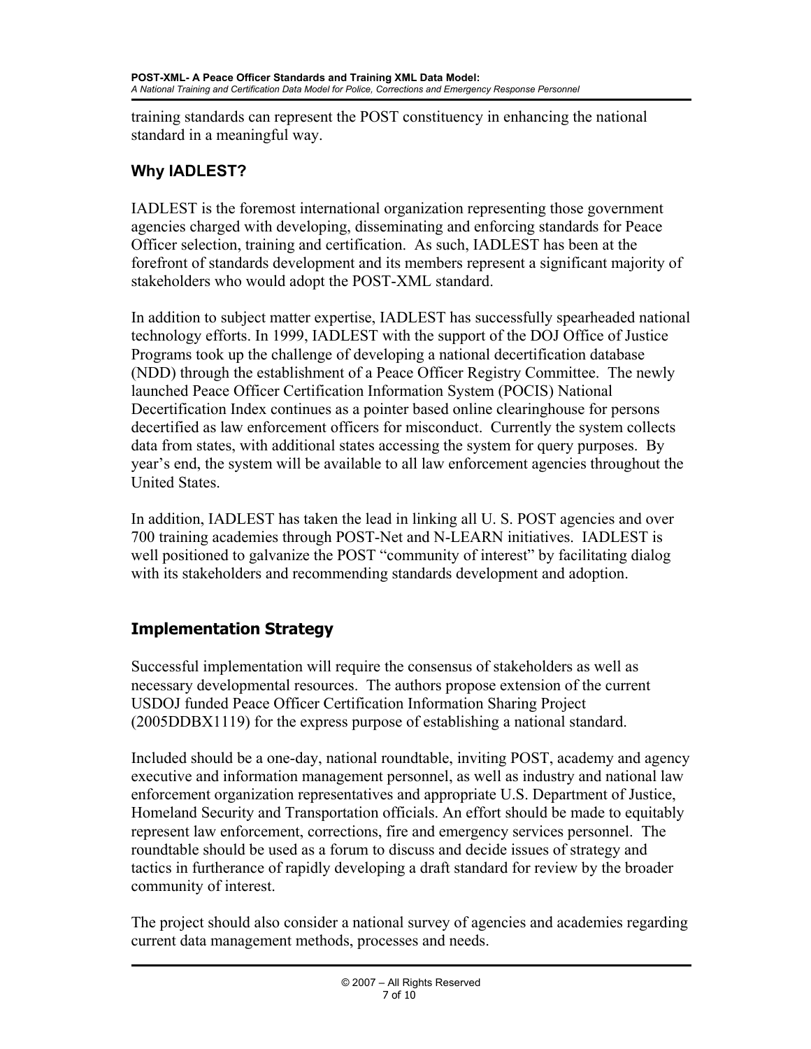training standards can represent the POST constituency in enhancing the national standard in a meaningful way.

## Why IADLEST?

IADLEST is the foremost international organization representing those government agencies charged with developing, disseminating and enforcing standards for Peace Officer selection, training and certification. As such, IADLEST has been at the forefront of standards development and its members represent a significant majority of stakeholders who would adopt the POST-XML standard.

In addition to subject matter expertise, IADLEST has successfully spearheaded national technology efforts. In 1999, IADLEST with the support of the DOJ Office of Justice Programs took up the challenge of developing a national decertification database (NDD) through the establishment of a Peace Officer Registry Committee. The newly launched Peace Officer Certification Information System (POCIS) National Decertification Index continues as a pointer based online clearinghouse for persons decertified as law enforcement officers for misconduct. Currently the system collects data from states, with additional states accessing the system for query purposes. By year's end, the system will be available to all law enforcement agencies throughout the United States.

In addition, IADLEST has taken the lead in linking all U. S. POST agencies and over 700 training academies through POST-Net and N-LEARN initiatives. IADLEST is well positioned to galvanize the POST "community of interest" by facilitating dialog with its stakeholders and recommending standards development and adoption.

## Implementation Strategy

Successful implementation will require the consensus of stakeholders as well as necessary developmental resources. The authors propose extension of the current USDOJ funded Peace Officer Certification Information Sharing Project (2005DDBX1119) for the express purpose of establishing a national standard.

Included should be a one-day, national roundtable, inviting POST, academy and agency executive and information management personnel, as well as industry and national law enforcement organization representatives and appropriate U.S. Department of Justice, Homeland Security and Transportation officials. An effort should be made to equitably represent law enforcement, corrections, fire and emergency services personnel. The roundtable should be used as a forum to discuss and decide issues of strategy and tactics in furtherance of rapidly developing a draft standard for review by the broader community of interest.

The project should also consider a national survey of agencies and academies regarding current data management methods, processes and needs.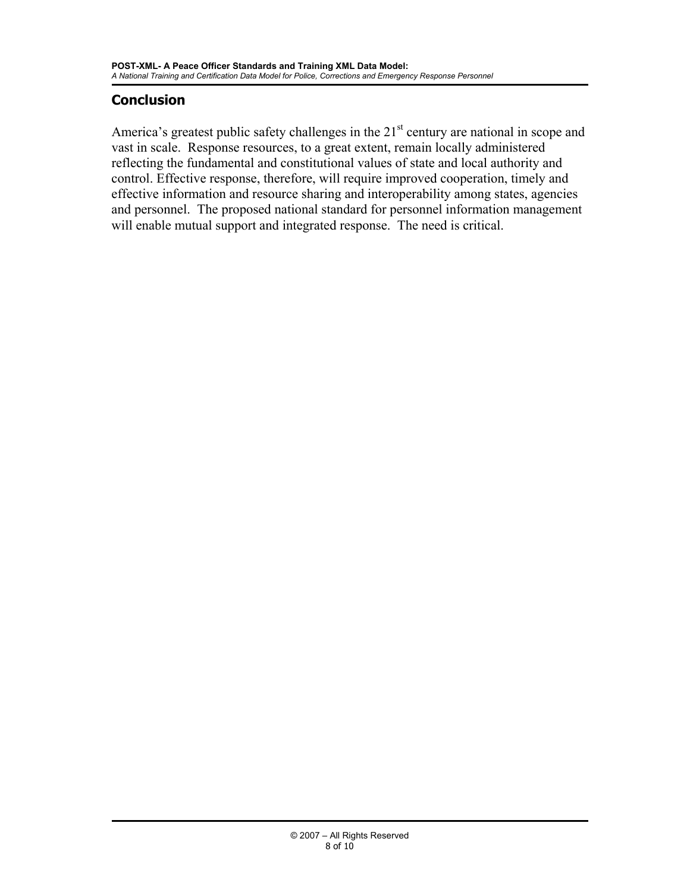## Conclusion

America's greatest public safety challenges in the 21st century are national in scope and vast in scale. Response resources, to a great extent, remain locally administered reflecting the fundamental and constitutional values of state and local authority and control. Effective response, therefore, will require improved cooperation, timely and effective information and resource sharing and interoperability among states, agencies and personnel. The proposed national standard for personnel information management will enable mutual support and integrated response. The need is critical.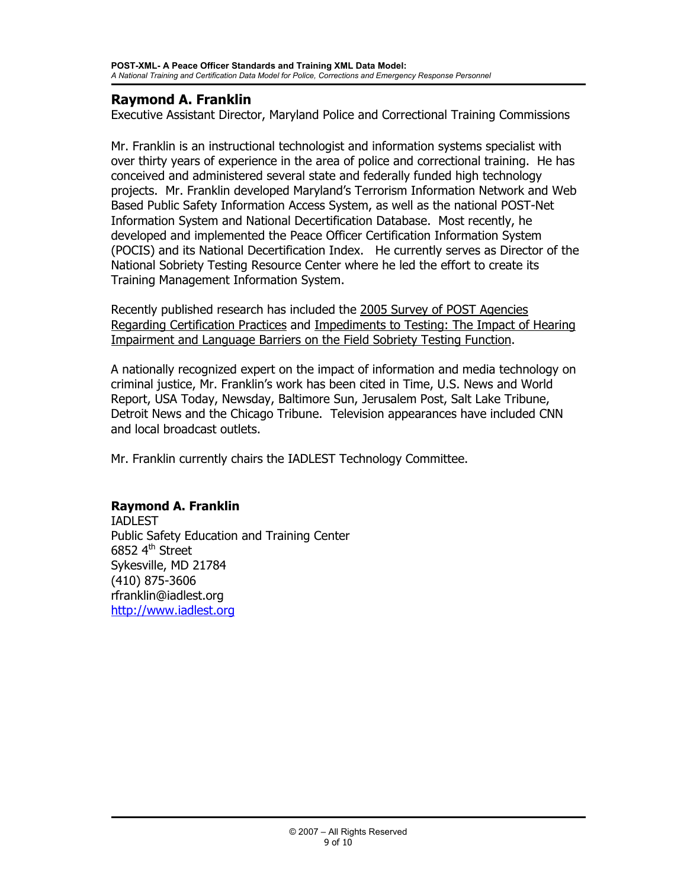## Raymond A. Franklin

Executive Assistant Director, Maryland Police and Correctional Training Commissions

Mr. Franklin is an instructional technologist and information systems specialist with over thirty years of experience in the area of police and correctional training. He has conceived and administered several state and federally funded high technology projects. Mr. Franklin developed Maryland's Terrorism Information Network and Web Based Public Safety Information Access System, as well as the national POST-Net Information System and National Decertification Database. Most recently, he developed and implemented the Peace Officer Certification Information System (POCIS) and its National Decertification Index. He currently serves as Director of the National Sobriety Testing Resource Center where he led the effort to create its Training Management Information System.

Recently published research has included the 2005 Survey of POST Agencies Regarding Certification Practices and Impediments to Testing: The Impact of Hearing Impairment and Language Barriers on the Field Sobriety Testing Function.

A nationally recognized expert on the impact of information and media technology on criminal justice, Mr. Franklin's work has been cited in Time, U.S. News and World Report, USA Today, Newsday, Baltimore Sun, Jerusalem Post, Salt Lake Tribune, Detroit News and the Chicago Tribune. Television appearances have included CNN and local broadcast outlets.

Mr. Franklin currently chairs the IADLEST Technology Committee.

**Raymond A. Franklin**
IADLEST
Public Safety Education and Training Center
6852 4th Street
Sykesville, MD 21784
(410) 875-3606
rfranklin@iadlest.org
http://www.iadlest.org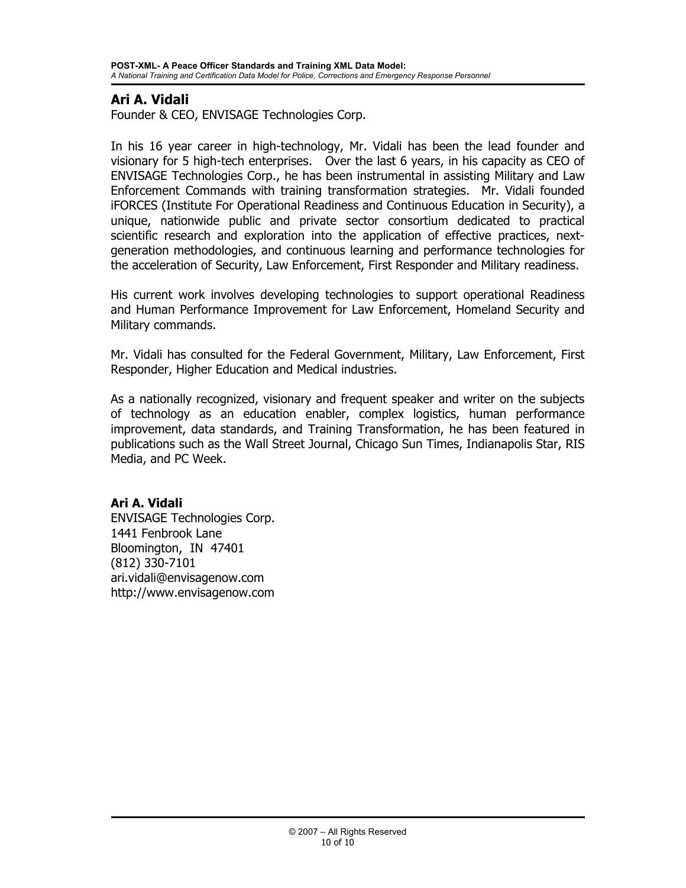## Ari A. Vidali

Founder & CEO, ENVISAGE Technologies Corp.

In his 16 year career in high-technology, Mr. Vidali has been the lead founder and visionary for 5 high-tech enterprises. Over the last 6 years, in his capacity as CEO of ENVISAGE Technologies Corp., he has been instrumental in assisting Military and Law Enforcement Commands with training transformation strategies. Mr. Vidali founded iFORCES (Institute For Operational Readiness and Continuous Education in Security), a unique, nationwide public and private sector consortium dedicated to practical scientific research and exploration into the application of effective practices, next-generation methodologies, and continuous learning and performance technologies for the acceleration of Security, Law Enforcement, First Responder and Military readiness.

His current work involves developing technologies to support operational Readiness and Human Performance Improvement for Law Enforcement, Homeland Security and Military commands.

Mr. Vidali has consulted for the Federal Government, Military, Law Enforcement, First Responder, Higher Education and Medical industries.

As a nationally recognized, visionary and frequent speaker and writer on the subjects of technology as an education enabler, complex logistics, human performance improvement, data standards, and Training Transformation, he has been featured in publications such as the Wall Street Journal, Chicago Sun Times, Indianapolis Star, RIS Media, and PC Week.

**Ari A. Vidali**
ENVISAGE Technologies Corp.
1441 Fenbrook Lane
Bloomington, IN 47401
(812) 330-7101
ari.vidali@envisagenow.com
http://www.envisagenow.com